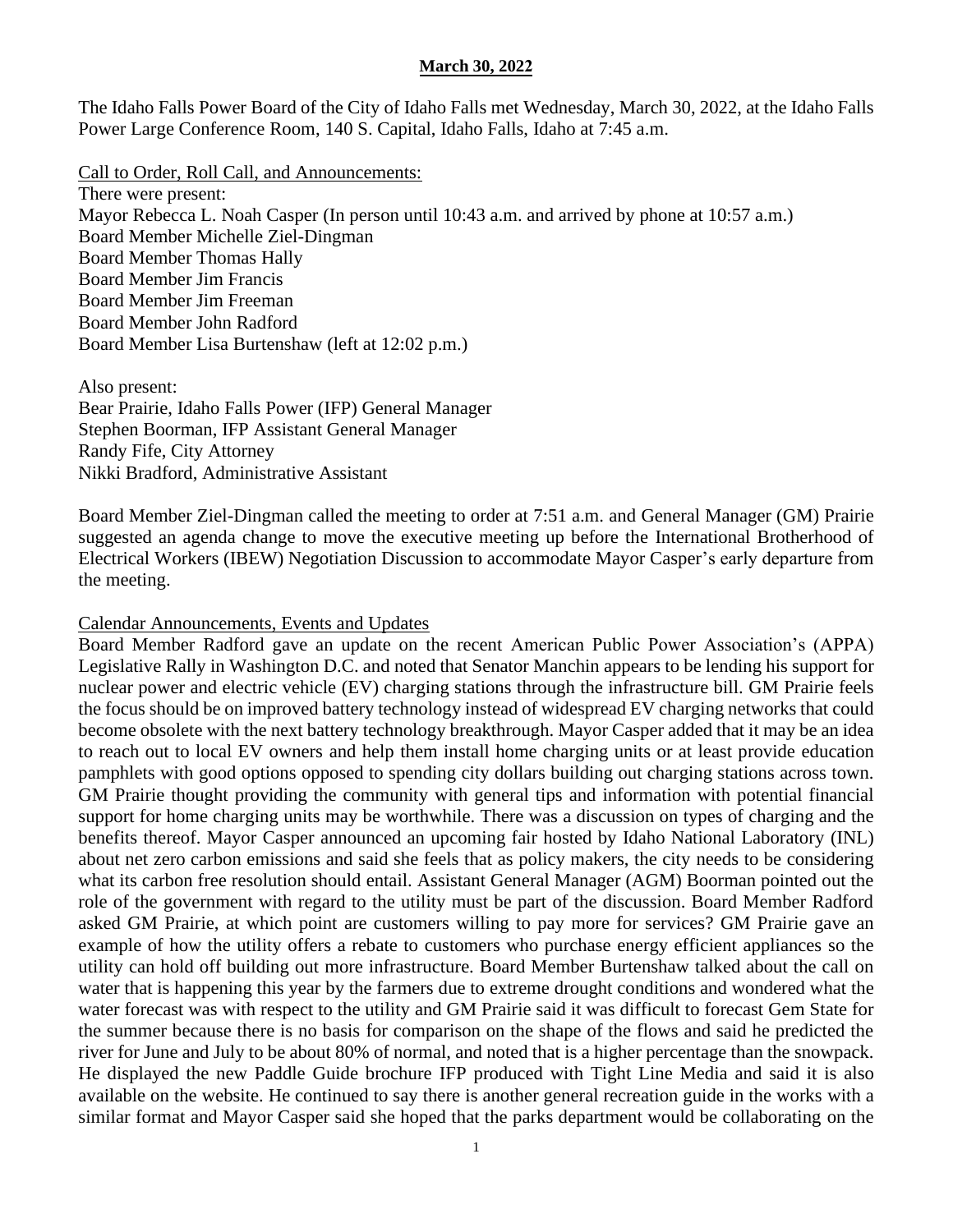**March 30, 2022**

The Idaho Falls Power Board of the City of Idaho Falls met Wednesday, March 30, 2022, at the Idaho Falls Power Large Conference Room, 140 S. Capital, Idaho Falls, Idaho at 7:45 a.m.

Call to Order, Roll Call, and Announcements:

There were present:
Mayor Rebecca L. Noah Casper (In person until 10:43 a.m. and arrived by phone at 10:57 a.m.)
Board Member Michelle Ziel-Dingman
Board Member Thomas Hally
Board Member Jim Francis
Board Member Jim Freeman
Board Member John Radford
Board Member Lisa Burtenshaw (left at 12:02 p.m.)

Also present:
Bear Prairie, Idaho Falls Power (IFP) General Manager
Stephen Boorman, IFP Assistant General Manager
Randy Fife, City Attorney
Nikki Bradford, Administrative Assistant

Board Member Ziel-Dingman called the meeting to order at 7:51 a.m. and General Manager (GM) Prairie suggested an agenda change to move the executive meeting up before the International Brotherhood of Electrical Workers (IBEW) Negotiation Discussion to accommodate Mayor Casper's early departure from the meeting.

Calendar Announcements, Events and Updates

Board Member Radford gave an update on the recent American Public Power Association's (APPA) Legislative Rally in Washington D.C. and noted that Senator Manchin appears to be lending his support for nuclear power and electric vehicle (EV) charging stations through the infrastructure bill. GM Prairie feels the focus should be on improved battery technology instead of widespread EV charging networks that could become obsolete with the next battery technology breakthrough. Mayor Casper added that it may be an idea to reach out to local EV owners and help them install home charging units or at least provide education pamphlets with good options opposed to spending city dollars building out charging stations across town. GM Prairie thought providing the community with general tips and information with potential financial support for home charging units may be worthwhile. There was a discussion on types of charging and the benefits thereof. Mayor Casper announced an upcoming fair hosted by Idaho National Laboratory (INL) about net zero carbon emissions and said she feels that as policy makers, the city needs to be considering what its carbon free resolution should entail. Assistant General Manager (AGM) Boorman pointed out the role of the government with regard to the utility must be part of the discussion. Board Member Radford asked GM Prairie, at which point are customers willing to pay more for services? GM Prairie gave an example of how the utility offers a rebate to customers who purchase energy efficient appliances so the utility can hold off building out more infrastructure. Board Member Burtenshaw talked about the call on water that is happening this year by the farmers due to extreme drought conditions and wondered what the water forecast was with respect to the utility and GM Prairie said it was difficult to forecast Gem State for the summer because there is no basis for comparison on the shape of the flows and said he predicted the river for June and July to be about 80% of normal, and noted that is a higher percentage than the snowpack. He displayed the new Paddle Guide brochure IFP produced with Tight Line Media and said it is also available on the website. He continued to say there is another general recreation guide in the works with a similar format and Mayor Casper said she hoped that the parks department would be collaborating on the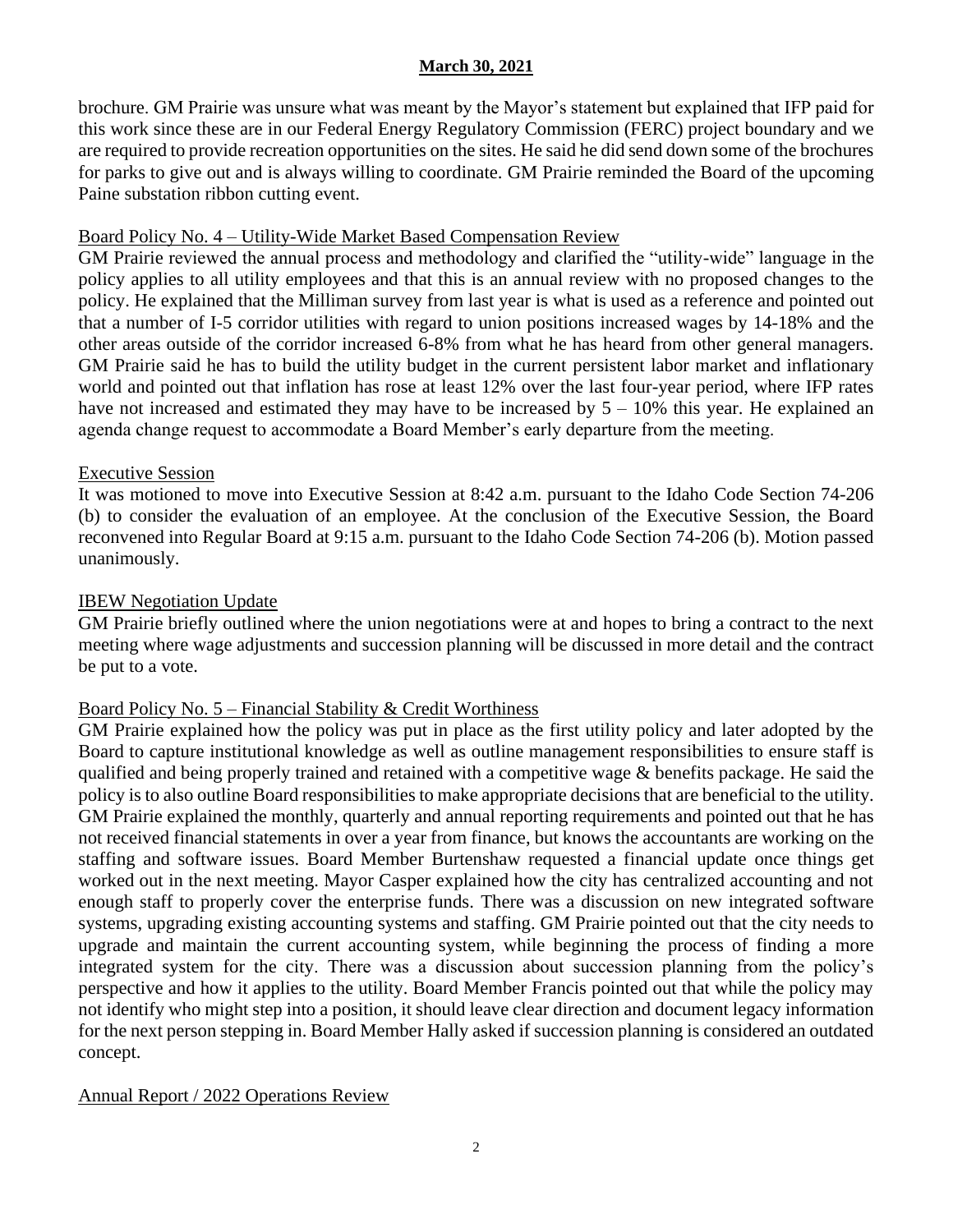brochure. GM Prairie was unsure what was meant by the Mayor's statement but explained that IFP paid for this work since these are in our Federal Energy Regulatory Commission (FERC) project boundary and we are required to provide recreation opportunities on the sites. He said he did send down some of the brochures for parks to give out and is always willing to coordinate. GM Prairie reminded the Board of the upcoming Paine substation ribbon cutting event.

Board Policy No. 4 – Utility-Wide Market Based Compensation Review

GM Prairie reviewed the annual process and methodology and clarified the "utility-wide" language in the policy applies to all utility employees and that this is an annual review with no proposed changes to the policy. He explained that the Milliman survey from last year is what is used as a reference and pointed out that a number of I-5 corridor utilities with regard to union positions increased wages by 14-18% and the other areas outside of the corridor increased 6-8% from what he has heard from other general managers. GM Prairie said he has to build the utility budget in the current persistent labor market and inflationary world and pointed out that inflation has rose at least 12% over the last four-year period, where IFP rates have not increased and estimated they may have to be increased by 5 – 10% this year. He explained an agenda change request to accommodate a Board Member's early departure from the meeting.

Executive Session

It was motioned to move into Executive Session at 8:42 a.m. pursuant to the Idaho Code Section 74-206 (b) to consider the evaluation of an employee. At the conclusion of the Executive Session, the Board reconvened into Regular Board at 9:15 a.m. pursuant to the Idaho Code Section 74-206 (b). Motion passed unanimously.

IBEW Negotiation Update

GM Prairie briefly outlined where the union negotiations were at and hopes to bring a contract to the next meeting where wage adjustments and succession planning will be discussed in more detail and the contract be put to a vote.

Board Policy No. 5 – Financial Stability & Credit Worthiness

GM Prairie explained how the policy was put in place as the first utility policy and later adopted by the Board to capture institutional knowledge as well as outline management responsibilities to ensure staff is qualified and being properly trained and retained with a competitive wage & benefits package. He said the policy is to also outline Board responsibilities to make appropriate decisions that are beneficial to the utility. GM Prairie explained the monthly, quarterly and annual reporting requirements and pointed out that he has not received financial statements in over a year from finance, but knows the accountants are working on the staffing and software issues. Board Member Burtenshaw requested a financial update once things get worked out in the next meeting. Mayor Casper explained how the city has centralized accounting and not enough staff to properly cover the enterprise funds. There was a discussion on new integrated software systems, upgrading existing accounting systems and staffing. GM Prairie pointed out that the city needs to upgrade and maintain the current accounting system, while beginning the process of finding a more integrated system for the city. There was a discussion about succession planning from the policy's perspective and how it applies to the utility. Board Member Francis pointed out that while the policy may not identify who might step into a position, it should leave clear direction and document legacy information for the next person stepping in. Board Member Hally asked if succession planning is considered an outdated concept.

Annual Report / 2022 Operations Review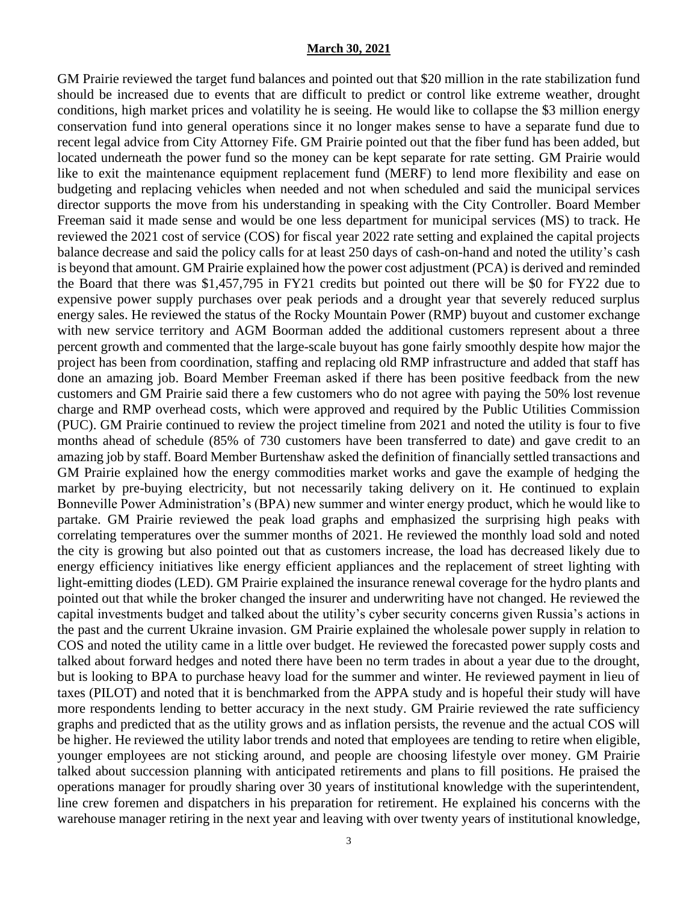**March 30, 2021**

GM Prairie reviewed the target fund balances and pointed out that $20 million in the rate stabilization fund should be increased due to events that are difficult to predict or control like extreme weather, drought conditions, high market prices and volatility he is seeing. He would like to collapse the $3 million energy conservation fund into general operations since it no longer makes sense to have a separate fund due to recent legal advice from City Attorney Fife. GM Prairie pointed out that the fiber fund has been added, but located underneath the power fund so the money can be kept separate for rate setting. GM Prairie would like to exit the maintenance equipment replacement fund (MERF) to lend more flexibility and ease on budgeting and replacing vehicles when needed and not when scheduled and said the municipal services director supports the move from his understanding in speaking with the City Controller. Board Member Freeman said it made sense and would be one less department for municipal services (MS) to track. He reviewed the 2021 cost of service (COS) for fiscal year 2022 rate setting and explained the capital projects balance decrease and said the policy calls for at least 250 days of cash-on-hand and noted the utility's cash is beyond that amount. GM Prairie explained how the power cost adjustment (PCA) is derived and reminded the Board that there was $1,457,795 in FY21 credits but pointed out there will be $0 for FY22 due to expensive power supply purchases over peak periods and a drought year that severely reduced surplus energy sales. He reviewed the status of the Rocky Mountain Power (RMP) buyout and customer exchange with new service territory and AGM Boorman added the additional customers represent about a three percent growth and commented that the large-scale buyout has gone fairly smoothly despite how major the project has been from coordination, staffing and replacing old RMP infrastructure and added that staff has done an amazing job. Board Member Freeman asked if there has been positive feedback from the new customers and GM Prairie said there a few customers who do not agree with paying the 50% lost revenue charge and RMP overhead costs, which were approved and required by the Public Utilities Commission (PUC). GM Prairie continued to review the project timeline from 2021 and noted the utility is four to five months ahead of schedule (85% of 730 customers have been transferred to date) and gave credit to an amazing job by staff. Board Member Burtenshaw asked the definition of financially settled transactions and GM Prairie explained how the energy commodities market works and gave the example of hedging the market by pre-buying electricity, but not necessarily taking delivery on it. He continued to explain Bonneville Power Administration's (BPA) new summer and winter energy product, which he would like to partake. GM Prairie reviewed the peak load graphs and emphasized the surprising high peaks with correlating temperatures over the summer months of 2021. He reviewed the monthly load sold and noted the city is growing but also pointed out that as customers increase, the load has decreased likely due to energy efficiency initiatives like energy efficient appliances and the replacement of street lighting with light-emitting diodes (LED). GM Prairie explained the insurance renewal coverage for the hydro plants and pointed out that while the broker changed the insurer and underwriting have not changed. He reviewed the capital investments budget and talked about the utility's cyber security concerns given Russia's actions in the past and the current Ukraine invasion. GM Prairie explained the wholesale power supply in relation to COS and noted the utility came in a little over budget. He reviewed the forecasted power supply costs and talked about forward hedges and noted there have been no term trades in about a year due to the drought, but is looking to BPA to purchase heavy load for the summer and winter. He reviewed payment in lieu of taxes (PILOT) and noted that it is benchmarked from the APPA study and is hopeful their study will have more respondents lending to better accuracy in the next study. GM Prairie reviewed the rate sufficiency graphs and predicted that as the utility grows and as inflation persists, the revenue and the actual COS will be higher. He reviewed the utility labor trends and noted that employees are tending to retire when eligible, younger employees are not sticking around, and people are choosing lifestyle over money. GM Prairie talked about succession planning with anticipated retirements and plans to fill positions. He praised the operations manager for proudly sharing over 30 years of institutional knowledge with the superintendent, line crew foremen and dispatchers in his preparation for retirement. He explained his concerns with the warehouse manager retiring in the next year and leaving with over twenty years of institutional knowledge,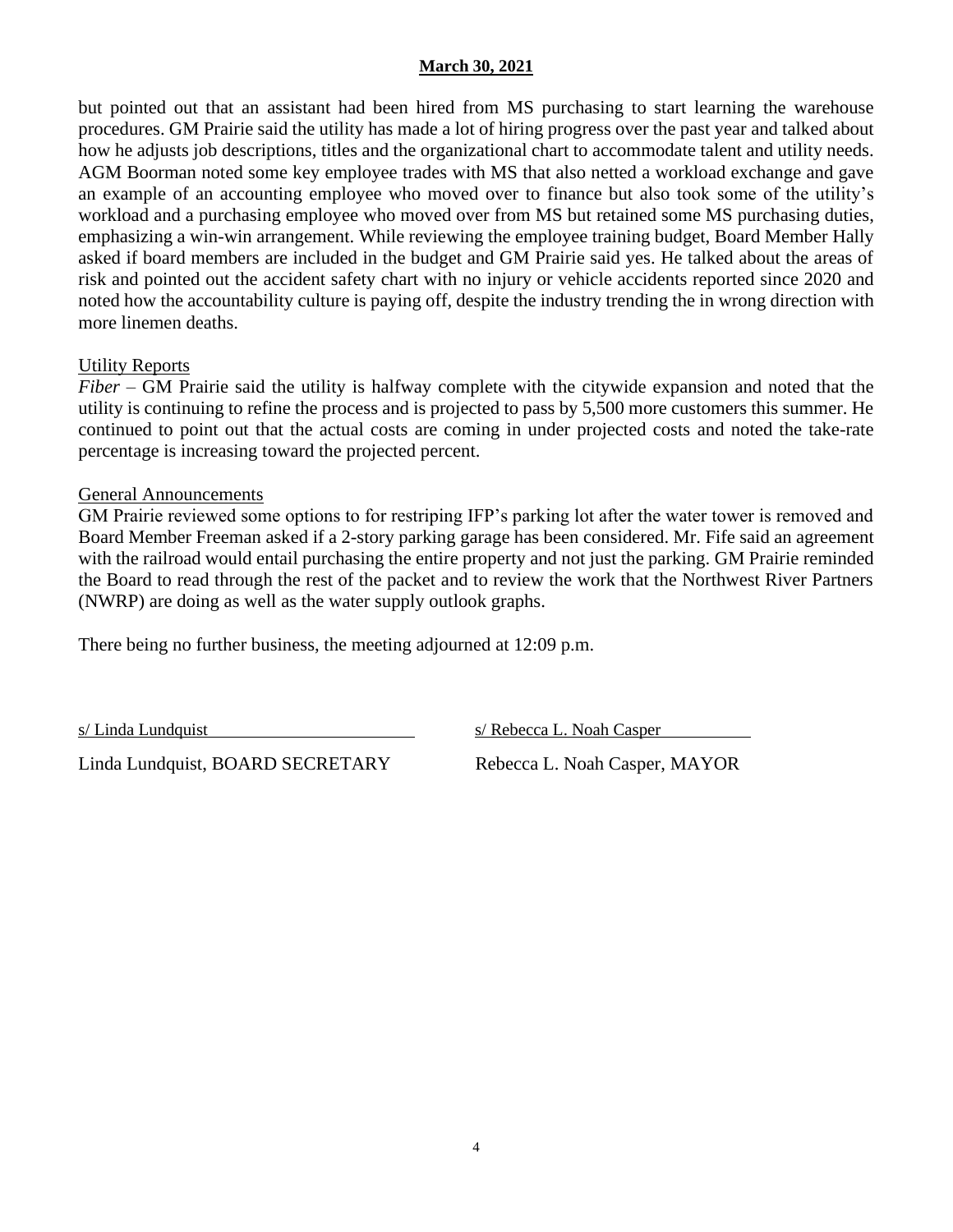**March 30, 2021**

but pointed out that an assistant had been hired from MS purchasing to start learning the warehouse procedures. GM Prairie said the utility has made a lot of hiring progress over the past year and talked about how he adjusts job descriptions, titles and the organizational chart to accommodate talent and utility needs. AGM Boorman noted some key employee trades with MS that also netted a workload exchange and gave an example of an accounting employee who moved over to finance but also took some of the utility's workload and a purchasing employee who moved over from MS but retained some MS purchasing duties, emphasizing a win-win arrangement. While reviewing the employee training budget, Board Member Hally asked if board members are included in the budget and GM Prairie said yes. He talked about the areas of risk and pointed out the accident safety chart with no injury or vehicle accidents reported since 2020 and noted how the accountability culture is paying off, despite the industry trending the in wrong direction with more linemen deaths.

Utility Reports

*Fiber* – GM Prairie said the utility is halfway complete with the citywide expansion and noted that the utility is continuing to refine the process and is projected to pass by 5,500 more customers this summer. He continued to point out that the actual costs are coming in under projected costs and noted the take-rate percentage is increasing toward the projected percent.

General Announcements

GM Prairie reviewed some options to for restriping IFP's parking lot after the water tower is removed and Board Member Freeman asked if a 2-story parking garage has been considered. Mr. Fife said an agreement with the railroad would entail purchasing the entire property and not just the parking. GM Prairie reminded the Board to read through the rest of the packet and to review the work that the Northwest River Partners (NWRP) are doing as well as the water supply outlook graphs.

There being no further business, the meeting adjourned at 12:09 p.m.

s/ Linda Lundquist

Linda Lundquist, BOARD SECRETARY

s/ Rebecca L. Noah Casper

Rebecca L. Noah Casper, MAYOR